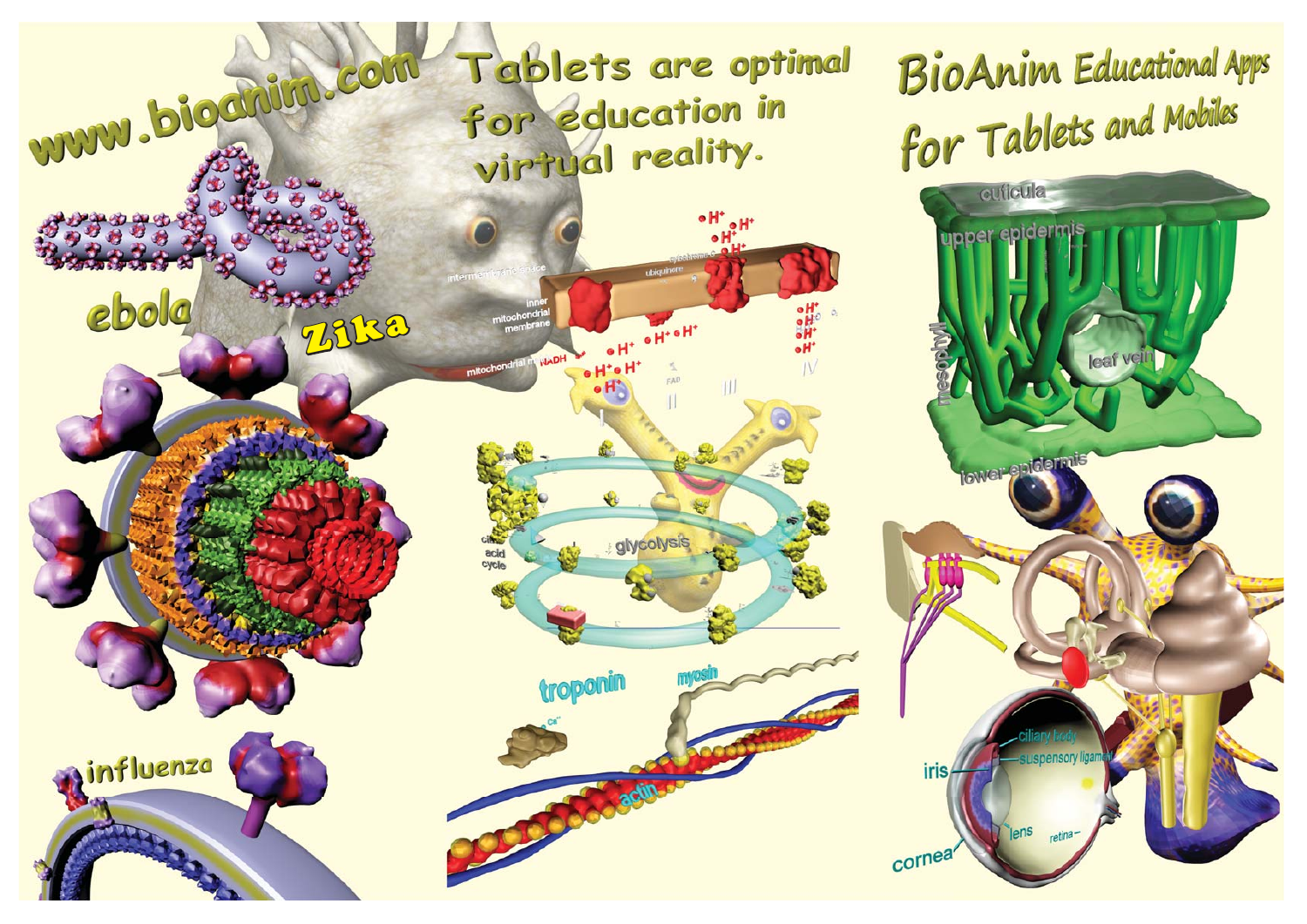www.bioanim.com

Tablets are optimal for education in virtual reality.

BioAnim Educational Apps for Tablets and Mobiles

ebola

Zika

influenza

glycolysis

citric acid cycle

troponin

myosin

actin

cuticula

upper epidermis

mesophyll

leaf vein

lower epidermis

iris

ciliary body

suspensory ligament

lens

retina

cornea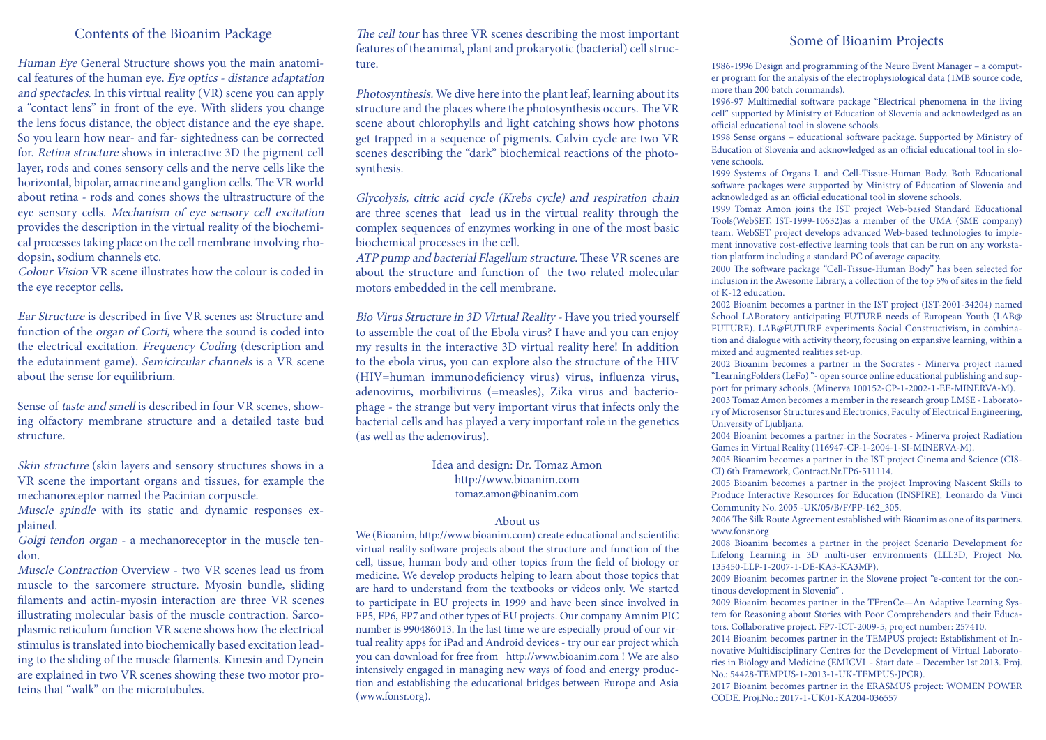## Contents of the Bioanim Package

*Human Eye* General Structure shows you the main anatomical features of the human eye. *Eye optics - distance adaptation and spectacles.* In this virtual reality (VR) scene you can apply a "contact lens" in front of the eye. With sliders you change the lens focus distance, the object distance and the eye shape. So you learn how near- and far- sightedness can be corrected for. *Retina structure* shows in interactive 3D the pigment cell layer, rods and cones sensory cells and the nerve cells like the horizontal, bipolar, amacrine and ganglion cells. The VR world about retina - rods and cones shows the ultrastructure of the eye sensory cells. *Mechanism of eye sensory cell excitation* provides the description in the virtual reality of the biochemical processes taking place on the cell membrane involving rhodopsin, sodium channels etc.
*Colour Vision* VR scene illustrates how the colour is coded in the eye receptor cells.

*Ear Structure* is described in five VR scenes as: Structure and function of the *organ of Corti,* where the sound is coded into the electrical excitation. *Frequency Coding* (description and the edutainment game). *Semicircular channels* is a VR scene about the sense for equilibrium.

Sense of *taste and smell* is described in four VR scenes, showing olfactory membrane structure and a detailed taste bud structure.

*Skin structure* (skin layers and sensory structures shows in a VR scene the important organs and tissues, for example the mechanoreceptor named the Pacinian corpuscle.
*Muscle spindle* with its static and dynamic responses explained.
*Golgi tendon organ* - a mechanoreceptor in the muscle tendon.
*Muscle Contraction* Overview - two VR scenes lead us from muscle to the sarcomere structure. Myosin bundle, sliding filaments and actin-myosin interaction are three VR scenes illustrating molecular basis of the muscle contraction. Sarcoplasmic reticulum function VR scene shows how the electrical stimulus is translated into biochemically based excitation leading to the sliding of the muscle filaments. Kinesin and Dynein are explained in two VR scenes showing these two motor proteins that "walk" on the microtubules.

*The cell tour* has three VR scenes describing the most important features of the animal, plant and prokaryotic (bacterial) cell structure.

*Photosynthesis.* We dive here into the plant leaf, learning about its structure and the places where the photosynthesis occurs. The VR scene about chlorophylls and light catching shows how photons get trapped in a sequence of pigments. Calvin cycle are two VR scenes describing the "dark" biochemical reactions of the photosynthesis.

*Glycolysis, citric acid cycle (Krebs cycle) and respiration chain* are three scenes that lead us in the virtual reality through the complex sequences of enzymes working in one of the most basic biochemical processes in the cell.
*ATP pump and bacterial Flagellum structure.* These VR scenes are about the structure and function of the two related molecular motors embedded in the cell membrane.

*Bio Virus Structure in 3D Virtual Reality* - Have you tried yourself to assemble the coat of the Ebola virus? I have and you can enjoy my results in the interactive 3D virtual reality here! In addition to the ebola virus, you can explore also the structure of the HIV (HIV=human immunodeficiency virus) virus, influenza virus, adenovirus, morbilivirus (=measles), Zika virus and bacteriophage - the strange but very important virus that infects only the bacterial cells and has played a very important role in the genetics (as well as the adenovirus).

Idea and design: Dr. Tomaz Amon
http://www.bioanim.com
tomaz.amon@bioanim.com

### About us

We (Bioanim, http://www.bioanim.com) create educational and scientific virtual reality software projects about the structure and function of the cell, tissue, human body and other topics from the field of biology or medicine. We develop products helping to learn about those topics that are hard to understand from the textbooks or videos only. We started to participate in EU projects in 1999 and have been since involved in FP5, FP6, FP7 and other types of EU projects. Our company Amnim PIC number is 990486013. In the last time we are especially proud of our virtual reality apps for iPad and Android devices - try our ear project which you can download for free from http://www.bioanim.com ! We are also intensively engaged in managing new ways of food and energy production and establishing the educational bridges between Europe and Asia (www.fonsr.org).

## Some of Bioanim Projects

1986-1996 Design and programming of the Neuro Event Manager – a computer program for the analysis of the electrophysiological data (1MB source code, more than 200 batch commands).
1996-97 Multimedial software package "Electrical phenomena in the living cell" supported by Ministry of Education of Slovenia and acknowledged as an official educational tool in slovene schools.
1998 Sense organs – educational software package. Supported by Ministry of Education of Slovenia and acknowledged as an official educational tool in slovene schools.
1999 Systems of Organs I. and Cell-Tissue-Human Body. Both Educational software packages were supported by Ministry of Education of Slovenia and acknowledged as an official educational tool in slovene schools.
1999 Tomaz Amon joins the IST project Web-based Standard Educational Tools(WebSET, IST-1999-10632)as a member of the UMA (SME company) team. WebSET project develops advanced Web-based technologies to implement innovative cost-effective learning tools that can be run on any workstation platform including a standard PC of average capacity.
2000 The software package "Cell-Tissue-Human Body" has been selected for inclusion in the Awesome Library, a collection of the top 5% of sites in the field of K-12 education.
2002 Bioanim becomes a partner in the IST project (IST-2001-34204) named School LABoratory anticipating FUTURE needs of European Youth (LAB@ FUTURE). LAB@FUTURE experiments Social Constructivism, in combination and dialogue with activity theory, focusing on expansive learning, within a mixed and augmented realities set-up.
2002 Bioanim becomes a partner in the Socrates - Minerva project named "LearningFolders (LeFo) "- open source online educational publishing and support for primary schools. (Minerva 100152-CP-1-2002-1-EE-MINERVA-M).
2003 Tomaz Amon becomes a member in the research group LMSE - Laboratory of Microsensor Structures and Electronics, Faculty of Electrical Engineering, University of Ljubljana.
2004 Bioanim becomes a partner in the Socrates - Minerva project Radiation Games in Virtual Reality (116947-CP-1-2004-1-SI-MINERVA-M).
2005 Bioanim becomes a partner in the IST project Cinema and Science (CISCI) 6th Framework, Contract.Nr.FP6-511114.
2005 Bioanim becomes a partner in the project Improving Nascent Skills to Produce Interactive Resources for Education (INSPIRE), Leonardo da Vinci Community No. 2005 -UK/05/B/F/PP-162_305.
2006 The Silk Route Agreement established with Bioanim as one of its partners. www.fonsr.org
2008 Bioanim becomes a partner in the project Scenario Development for Lifelong Learning in 3D multi-user environments (LLL3D, Project No. 135450-LLP-1-2007-1-DE-KA3-KA3MP).
2009 Bioanim becomes partner in the Slovene project "e-content for the continous development in Slovenia" .
2009 Bioanim becomes partner in the TErenCe—An Adaptive Learning System for Reasoning about Stories with Poor Comprehenders and their Educators. Collaborative project. FP7-ICT-2009-5, project number: 257410.
2014 Bioanim becomes partner in the TEMPUS project: Establishment of Innovative Multidisciplinary Centres for the Development of Virtual Laboratories in Biology and Medicine (EMICVL - Start date – December 1st 2013. Proj. No.: 54428-TEMPUS-1-2013-1-UK-TEMPUS-JPCR).
2017 Bioanim becomes partner in the ERASMUS project: WOMEN POWER CODE. Proj.No.: 2017-1-UK01-KA204-036557